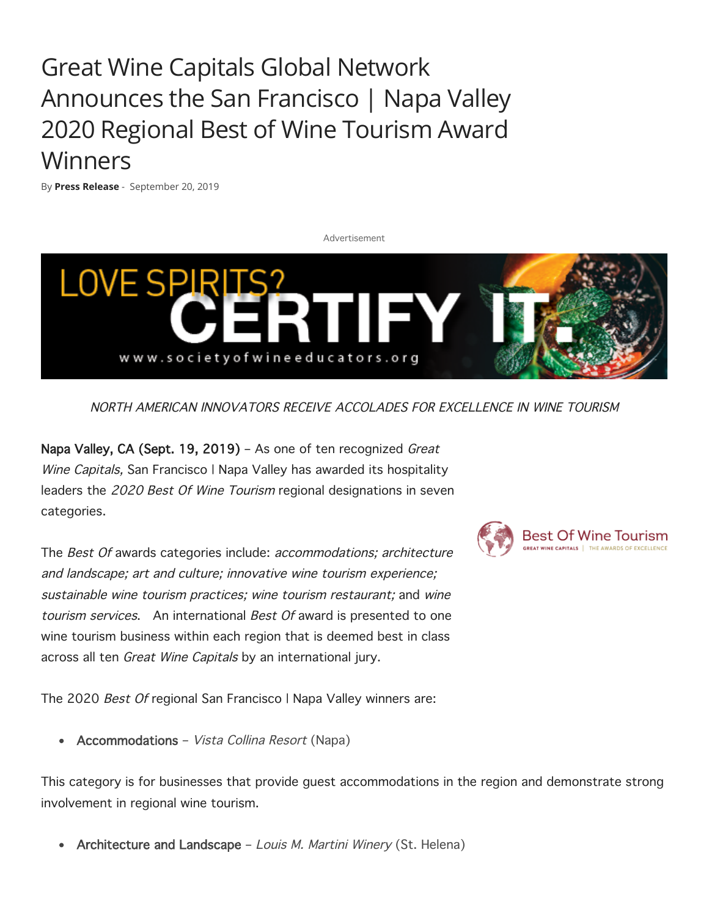# Great Wine Capitals Global Network Announces the San Francisco | Napa Valley 2020 Regional Best of Wine Tourism Award Winners

By **Press Release** - September 20, 2019

*NORTH AMERICAN INNOVATORS RECEIVE ACCOLADES FOR EXCELLENCE IN WINE TOURISM*

Napa Valley, CA (Sept. 19, 2019) – As one of ten recognized *Great Wine Capitals,* San Francisco | Napa Valley has awarded its hospitality leaders the *2020 Best Of Wine Tourism* regional designations in seven categories.

The *Best Of* awards categories include: *accommodations; architecture and landscape; art and culture; innovative wine tourism experience; sustainable wine tourism practices; wine tourism restaurant;* and *wine tourism services*. An international *Best Of* award is presented to one wine tourism business within each region that is deemed best in class across all ten *Great Wine Capitals* by an international jury.

The 2020 *Best Of* regional San Francisco | Napa Valley winners are:

- Accommodations – *Vista Collina Resort* (Napa)

This category is for businesses that provide guest accommodations in the region and demonstrate strong involvement in regional wine tourism.

- Architecture and Landscape – *Louis M. Martini Winery* (St. Helena)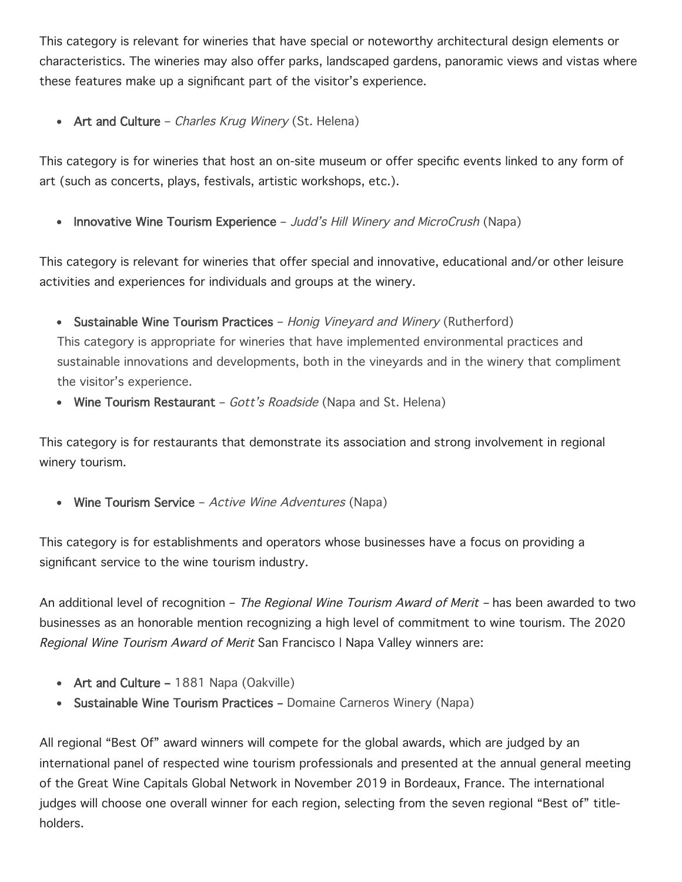This category is relevant for wineries that have special or noteworthy architectural design elements or characteristics. The wineries may also offer parks, landscaped gardens, panoramic views and vistas where these features make up a significant part of the visitor's experience.

- **Art and Culture** – *Charles Krug Winery* (St. Helena)

This category is for wineries that host an on-site museum or offer specific events linked to any form of art (such as concerts, plays, festivals, artistic workshops, etc.).

- **Innovative Wine Tourism Experience** – *Judd's Hill Winery and MicroCrush* (Napa)

This category is relevant for wineries that offer special and innovative, educational and/or other leisure activities and experiences for individuals and groups at the winery.

- **Sustainable Wine Tourism Practices** – *Honig Vineyard and Winery* (Rutherford)
  This category is appropriate for wineries that have implemented environmental practices and sustainable innovations and developments, both in the vineyards and in the winery that compliment the visitor's experience.
- **Wine Tourism Restaurant** – *Gott's Roadside* (Napa and St. Helena)

This category is for restaurants that demonstrate its association and strong involvement in regional winery tourism.

- **Wine Tourism Service** – *Active Wine Adventures* (Napa)

This category is for establishments and operators whose businesses have a focus on providing a significant service to the wine tourism industry.

An additional level of recognition – *The Regional Wine Tourism Award of Merit* – has been awarded to two businesses as an honorable mention recognizing a high level of commitment to wine tourism. The 2020 *Regional Wine Tourism Award of Merit* San Francisco | Napa Valley winners are:

- **Art and Culture** – 1881 Napa (Oakville)
- **Sustainable Wine Tourism Practices** – Domaine Carneros Winery (Napa)

All regional "Best Of" award winners will compete for the global awards, which are judged by an international panel of respected wine tourism professionals and presented at the annual general meeting of the Great Wine Capitals Global Network in November 2019 in Bordeaux, France. The international judges will choose one overall winner for each region, selecting from the seven regional "Best of" title-holders.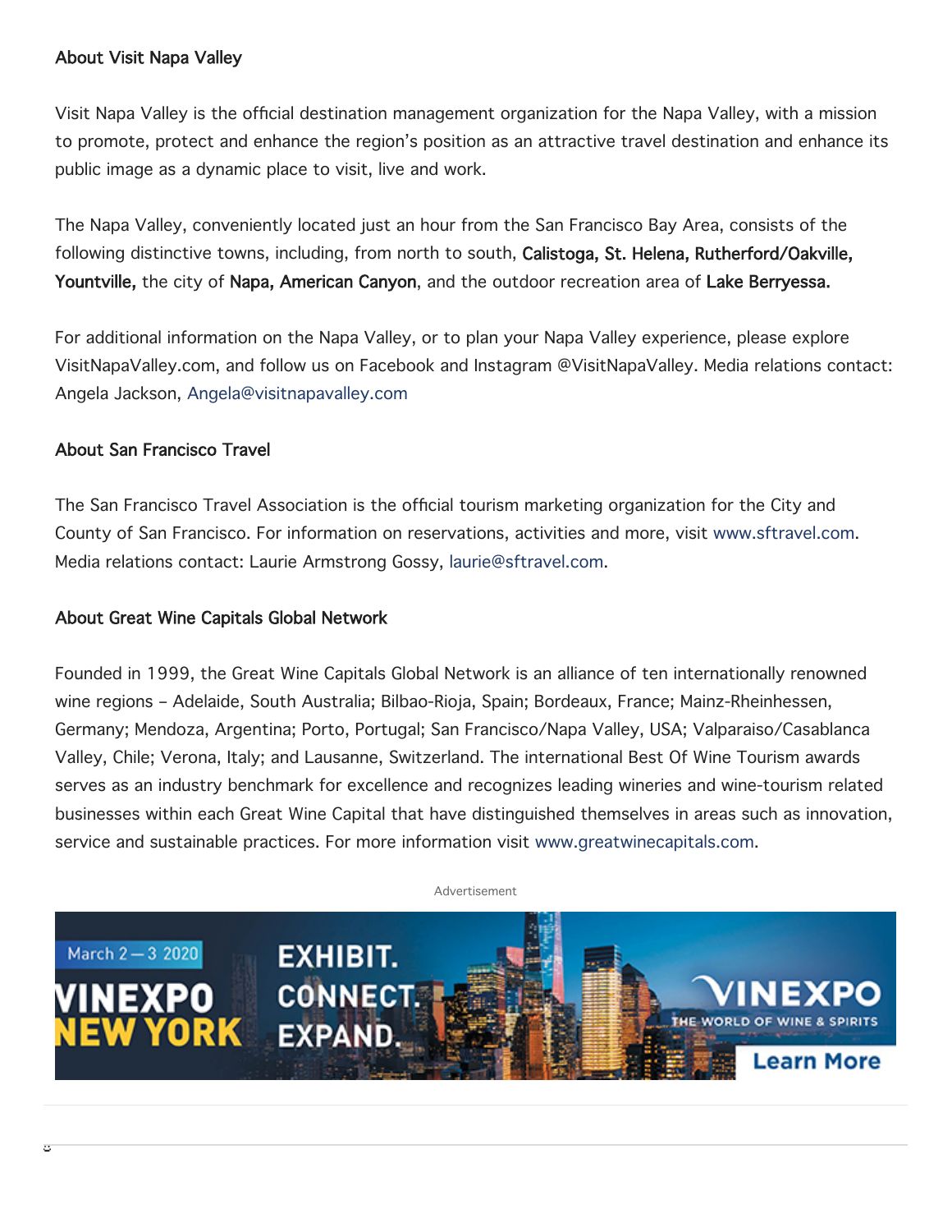### About Visit Napa Valley

Visit Napa Valley is the official destination management organization for the Napa Valley, with a mission to promote, protect and enhance the region's position as an attractive travel destination and enhance its public image as a dynamic place to visit, live and work.

The Napa Valley, conveniently located just an hour from the San Francisco Bay Area, consists of the following distinctive towns, including, from north to south, **Calistoga, St. Helena, Rutherford/Oakville, Yountville,** the city of **Napa, American Canyon**, and the outdoor recreation area of **Lake Berryessa.**

For additional information on the Napa Valley, or to plan your Napa Valley experience, please explore VisitNapaValley.com, and follow us on Facebook and Instagram @VisitNapaValley. Media relations contact: Angela Jackson, Angela@visitnapavalley.com

### About San Francisco Travel

The San Francisco Travel Association is the official tourism marketing organization for the City and County of San Francisco. For information on reservations, activities and more, visit www.sftravel.com. Media relations contact: Laurie Armstrong Gossy, laurie@sftravel.com.

### About Great Wine Capitals Global Network

Founded in 1999, the Great Wine Capitals Global Network is an alliance of ten internationally renowned wine regions – Adelaide, South Australia; Bilbao-Rioja, Spain; Bordeaux, France; Mainz-Rheinhessen, Germany; Mendoza, Argentina; Porto, Portugal; San Francisco/Napa Valley, USA; Valparaiso/Casablanca Valley, Chile; Verona, Italy; and Lausanne, Switzerland. The international Best Of Wine Tourism awards serves as an industry benchmark for excellence and recognizes leading wineries and wine-tourism related businesses within each Great Wine Capital that have distinguished themselves in areas such as innovation, service and sustainable practices. For more information visit www.greatwinecapitals.com.

Advertisement

March 2 — 3 2020
VINEXPO NEW YORK
EXHIBIT. CONNECT. EXPAND.
VINEXPO THE WORLD OF WINE & SPIRITS
Learn More